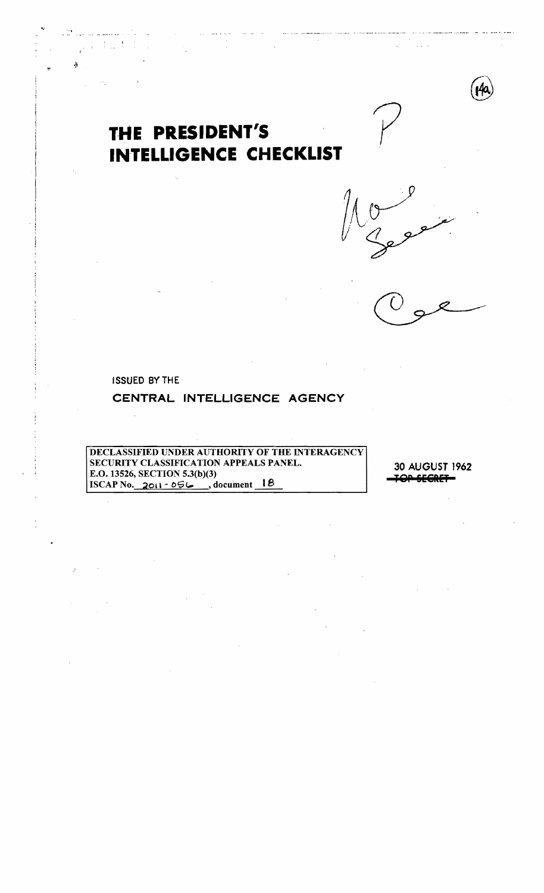# THE PRESIDENT'S INTELLIGENCE CHECKLIST

ISSUED BY THE

CENTRAL INTELLIGENCE AGENCY

DECLASSIFIED UNDER AUTHORITY OF THE INTERAGENCY SECURITY CLASSIFICATION APPEALS PANEL.
E.O. 13526, SECTION 5.3(b)(3)
ISCAP No. 2011-056, document 18

30 AUGUST 1962

~~TOP SECRET~~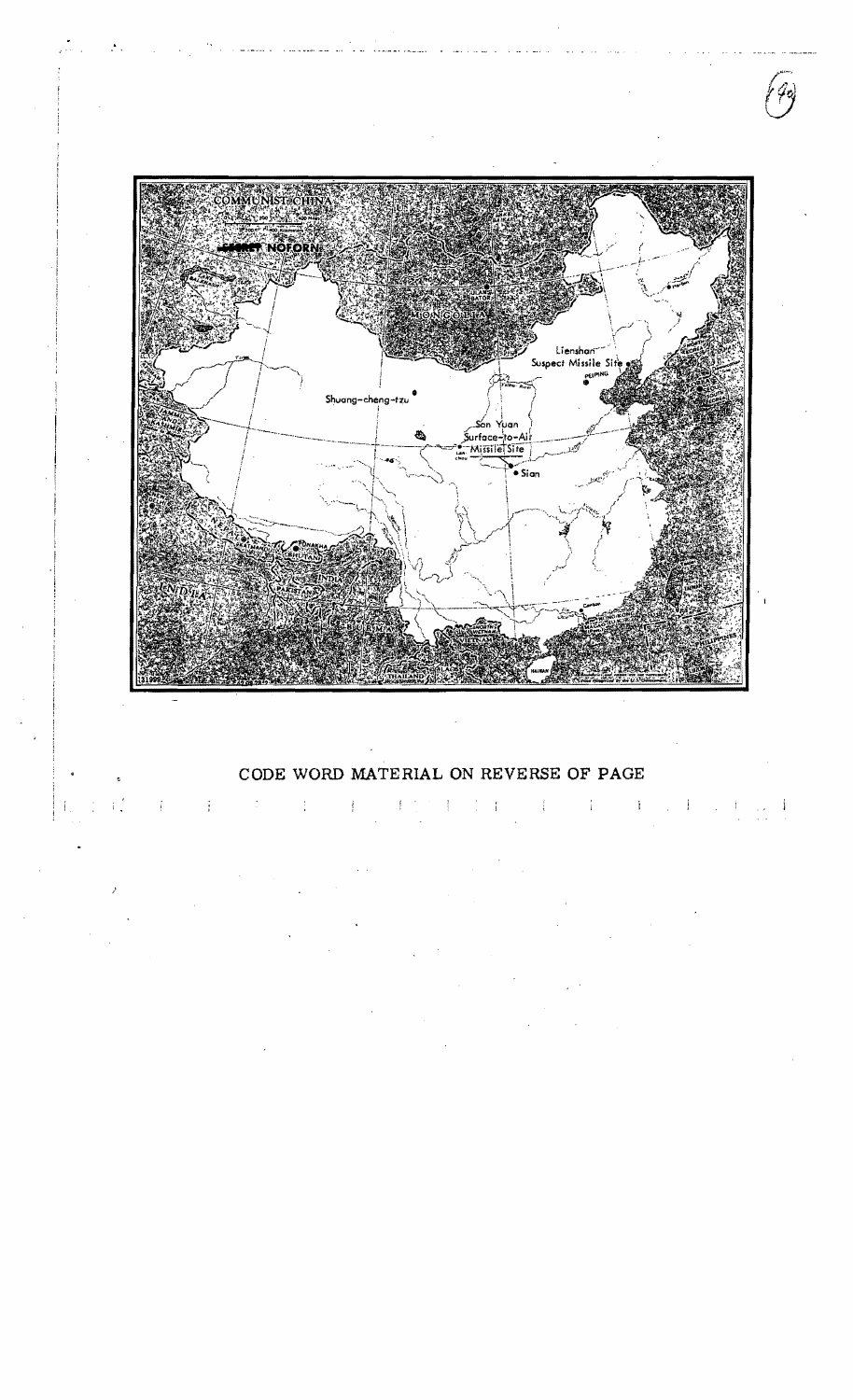COMMUNIST CHINA

SECRET NOFORN

MONGOLIA

Lienshan
Suspect Missile Site

PEIPING

Shuang-cheng-tzu

San Yuan
Surface-to-Air
Missile Site

Sian

CODE WORD MATERIAL ON REVERSE OF PAGE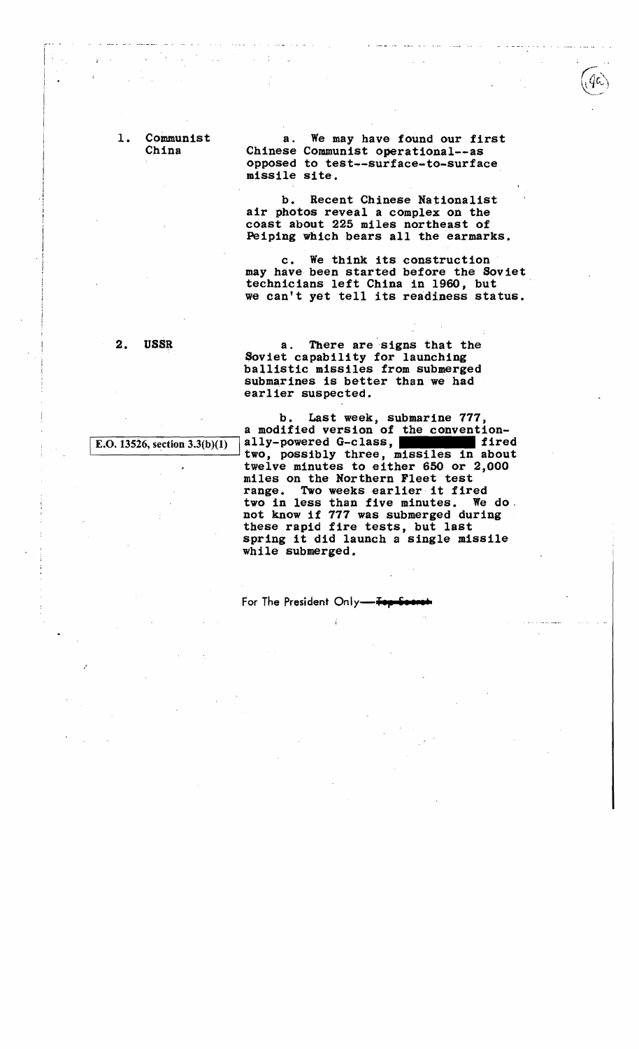1. Communist China

a. We may have found our first Chinese Communist operational--as opposed to test--surface-to-surface missile site.

b. Recent Chinese Nationalist air photos reveal a complex on the coast about 225 miles northeast of Peiping which bears all the earmarks.

c. We think its construction may have been started before the Soviet technicians left China in 1960, but we can't yet tell its readiness status.

2. USSR

a. There are signs that the Soviet capability for launching ballistic missiles from submerged submarines is better than we had earlier suspected.

E.O. 13526, section 3.3(b)(1)

b. Last week, submarine 777, a modified version of the conventionally-powered G-class, ██████ fired two, possibly three, missiles in about twelve minutes to either 650 or 2,000 miles on the Northern Fleet test range. Two weeks earlier it fired two in less than five minutes. We do not know if 777 was submerged during these rapid fire tests, but last spring it did launch a single missile while submerged.

For The President Only—~~Top Secret~~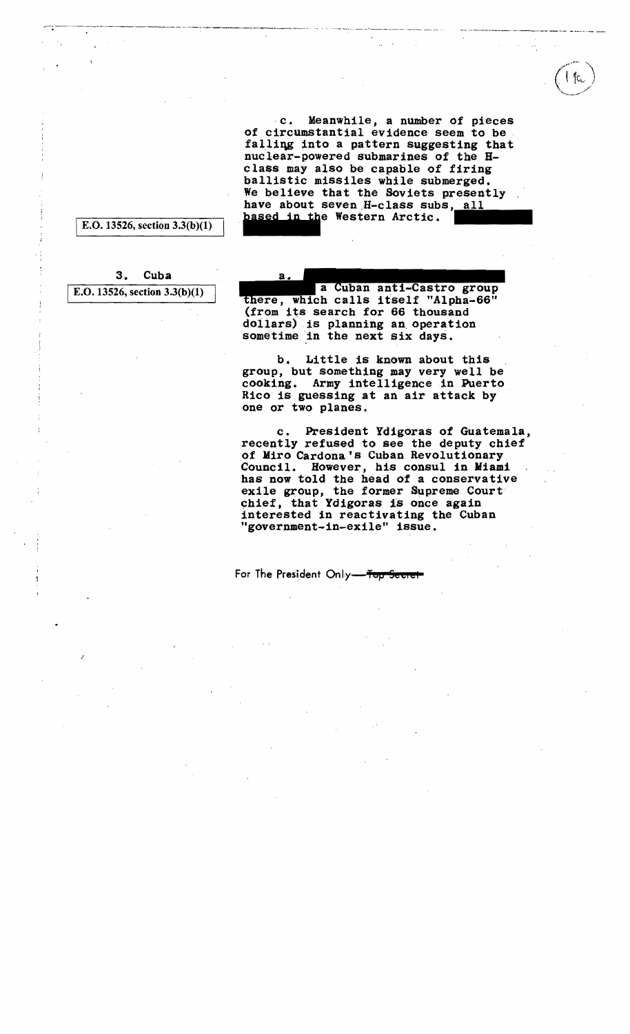c. Meanwhile, a number of pieces of circumstantial evidence seem to be falling into a pattern suggesting that nuclear-powered submarines of the H-class may also be capable of firing ballistic missiles while submerged. We believe that the Soviets presently have about seven H-class subs, all based in the Western Arctic.

E.O. 13526, section 3.3(b)(1)

## 3. Cuba

E.O. 13526, section 3.3(b)(1)

a. a Cuban anti-Castro group there, which calls itself "Alpha-66" (from its search for 66 thousand dollars) is planning an operation sometime in the next six days.

b. Little is known about this group, but something may very well be cooking. Army intelligence in Puerto Rico is guessing at an air attack by one or two planes.

c. President Ydigoras of Guatemala, recently refused to see the deputy chief of Miro Cardona's Cuban Revolutionary Council. However, his consul in Miami has now told the head of a conservative exile group, the former Supreme Court chief, that Ydigoras is once again interested in reactivating the Cuban "government-in-exile" issue.

For The President Only—~~Top Secret~~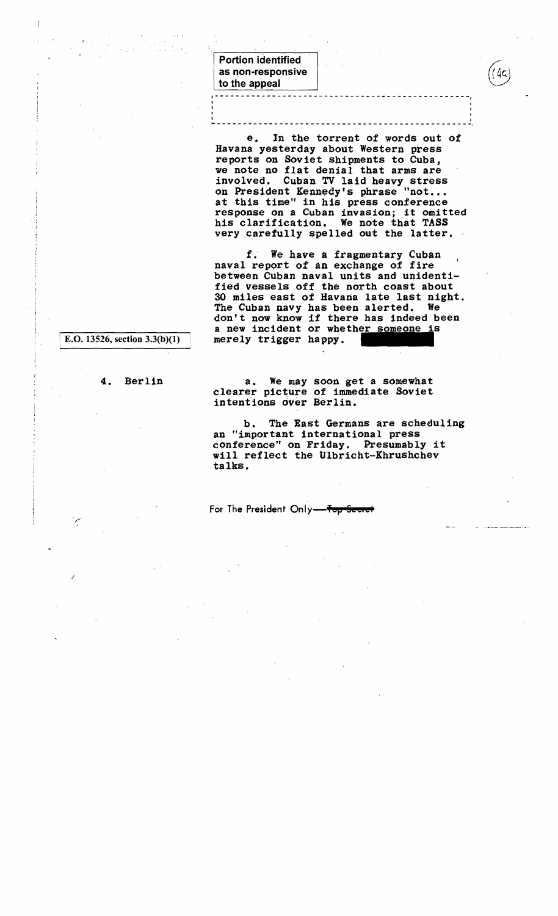Portion identified as non-responsive to the appeal

e. In the torrent of words out of Havana yesterday about Western press reports on Soviet shipments to Cuba, we note no flat denial that arms are involved. Cuban TV laid heavy stress on President Kennedy's phrase "not... at this time" in his press conference response on a Cuban invasion; it omitted his clarification. We note that TASS very carefully spelled out the latter.

f. We have a fragmentary Cuban naval report of an exchange of fire between Cuban naval units and unidentified vessels off the north coast about 30 miles east of Havana late last night. The Cuban navy has been alerted. We don't now know if there has indeed been a new incident or whether someone is merely trigger happy.

E.O. 13526, section 3.3(b)(1)

4. Berlin

a. We may soon get a somewhat clearer picture of immediate Soviet intentions over Berlin.

b. The East Germans are scheduling an "important international press conference" on Friday. Presumably it will reflect the Ulbricht-Khrushchev talks.

For The President Only—~~Top Secret~~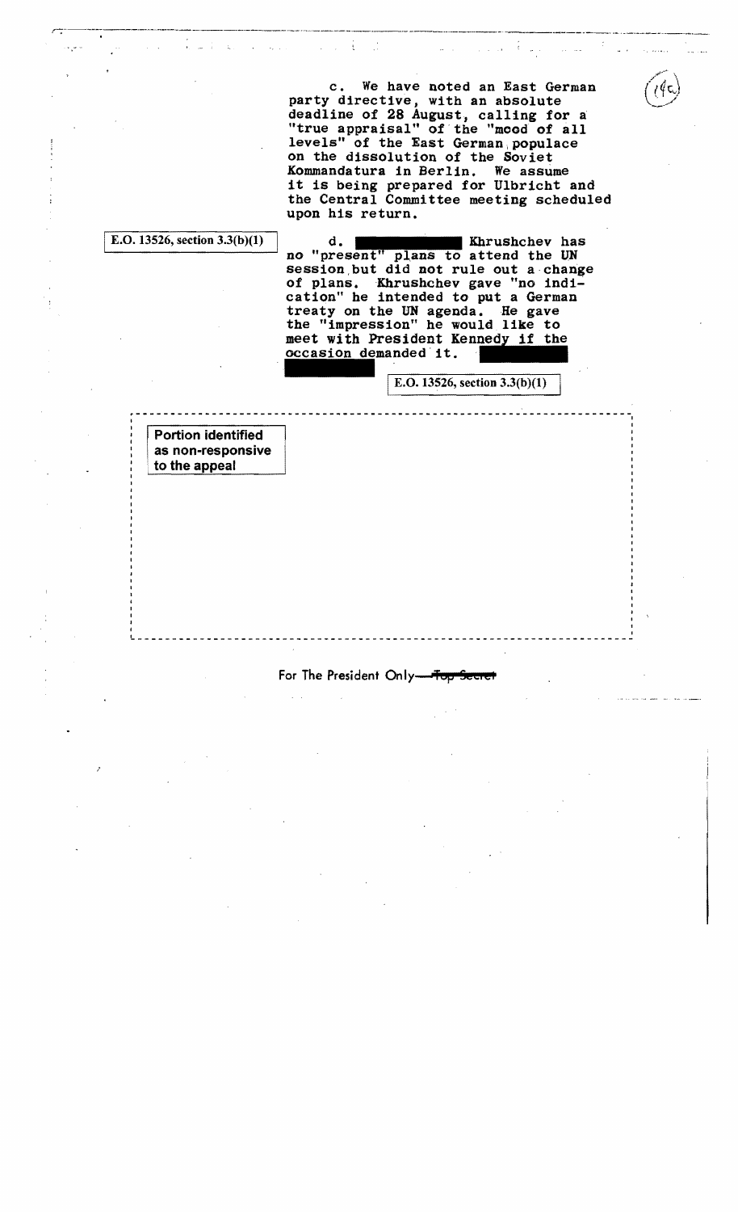c. We have noted an East German party directive, with an absolute deadline of 28 August, calling for a "true appraisal" of the "mood of all levels" of the East German populace on the dissolution of the Soviet Kommandatura in Berlin. We assume it is being prepared for Ulbricht and the Central Committee meeting scheduled upon his return.

E.O. 13526, section 3.3(b)(1)

d. ██████ Khrushchev has no "present" plans to attend the UN session but did not rule out a change of plans. Khrushchev gave "no indication" he intended to put a German treaty on the UN agenda. He gave the "impression" he would like to meet with President Kennedy if the occasion demanded it. ██████

E.O. 13526, section 3.3(b)(1)

Portion identified as non-responsive to the appeal

For The President Only—~~Top Secret~~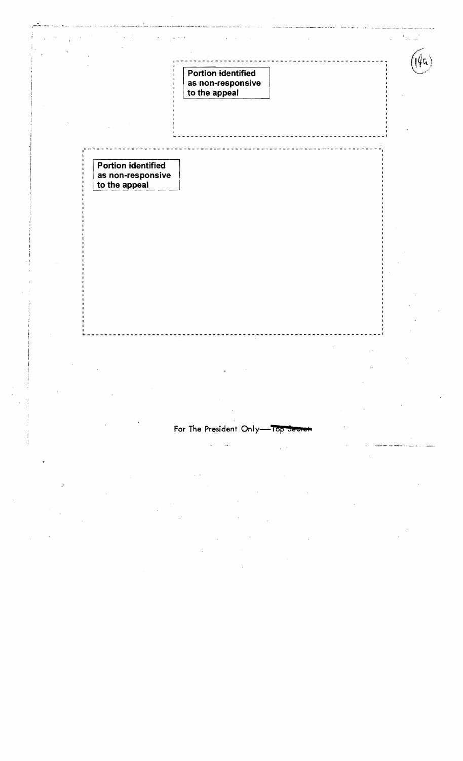Portion identified as non-responsive to the appeal

Portion identified as non-responsive to the appeal

For The President Only—~~Top Secret~~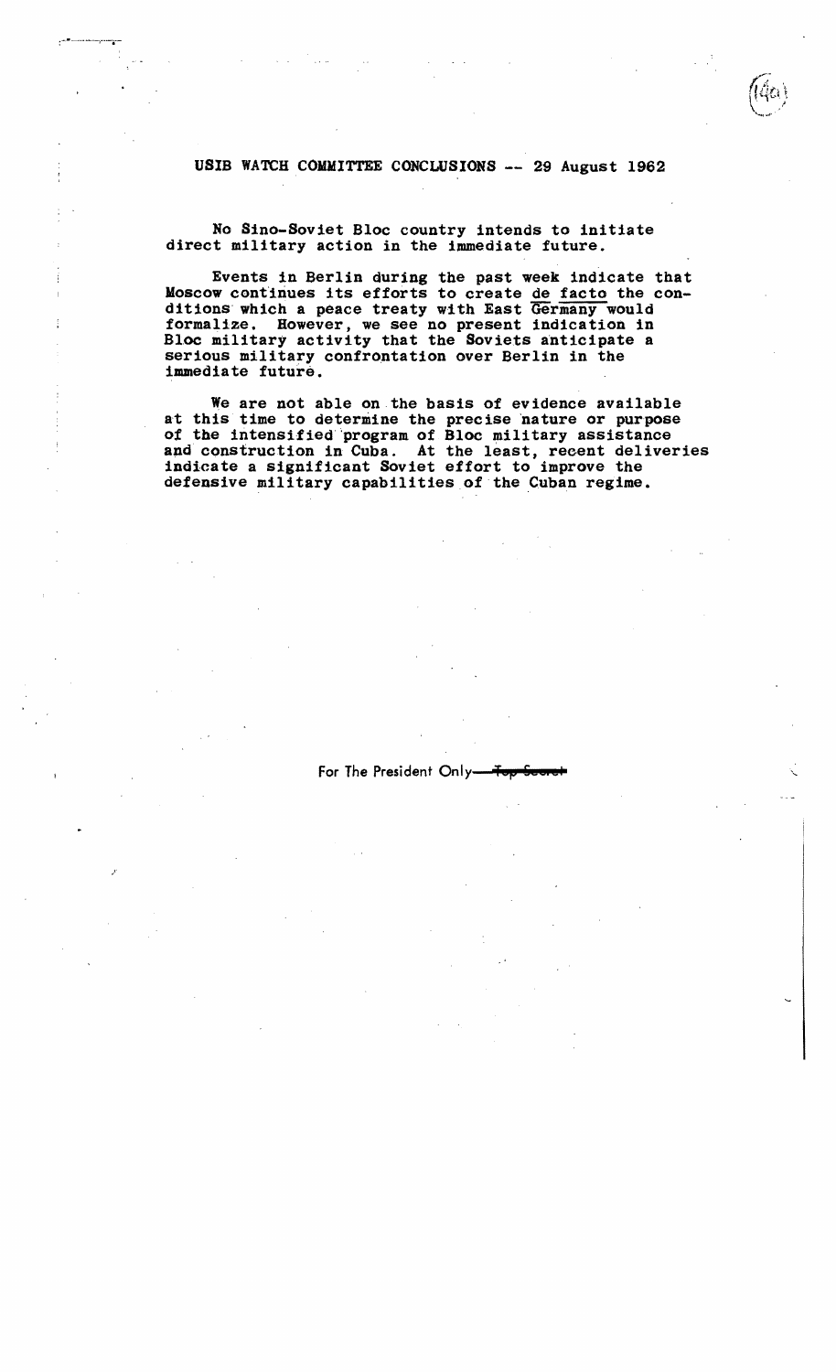## USIB WATCH COMMITTEE CONCLUSIONS -- 29 August 1962

No Sino-Soviet Bloc country intends to initiate direct military action in the immediate future.

Events in Berlin during the past week indicate that Moscow continues its efforts to create *de facto* the conditions which a peace treaty with East Germany would formalize. However, we see no present indication in Bloc military activity that the Soviets anticipate a serious military confrontation over Berlin in the immediate future.

We are not able on the basis of evidence available at this time to determine the precise nature or purpose of the intensified program of Bloc military assistance and construction in Cuba. At the least, recent deliveries indicate a significant Soviet effort to improve the defensive military capabilities of the Cuban regime.

For The President Only—~~Top Secret~~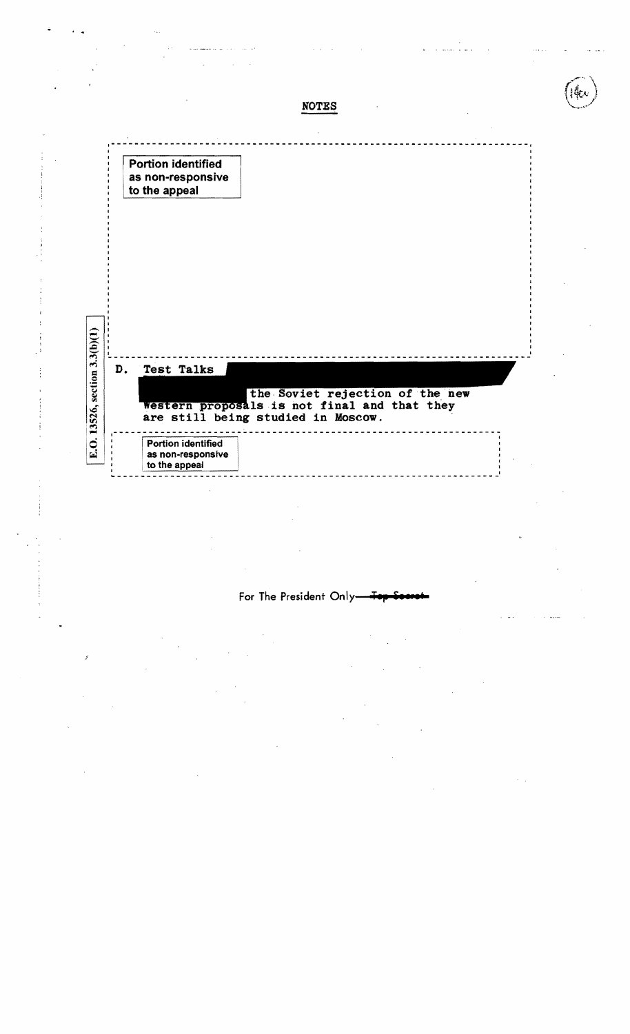## NOTES

Portion identified as non-responsive to the appeal

D. Test Talks the Soviet rejection of the new Western proposals is not final and that they are still being studied in Moscow.

Portion identified as non-responsive to the appeal

E.O. 13526, section 3.3(b)(1)

For The President Only—~~Top Secret~~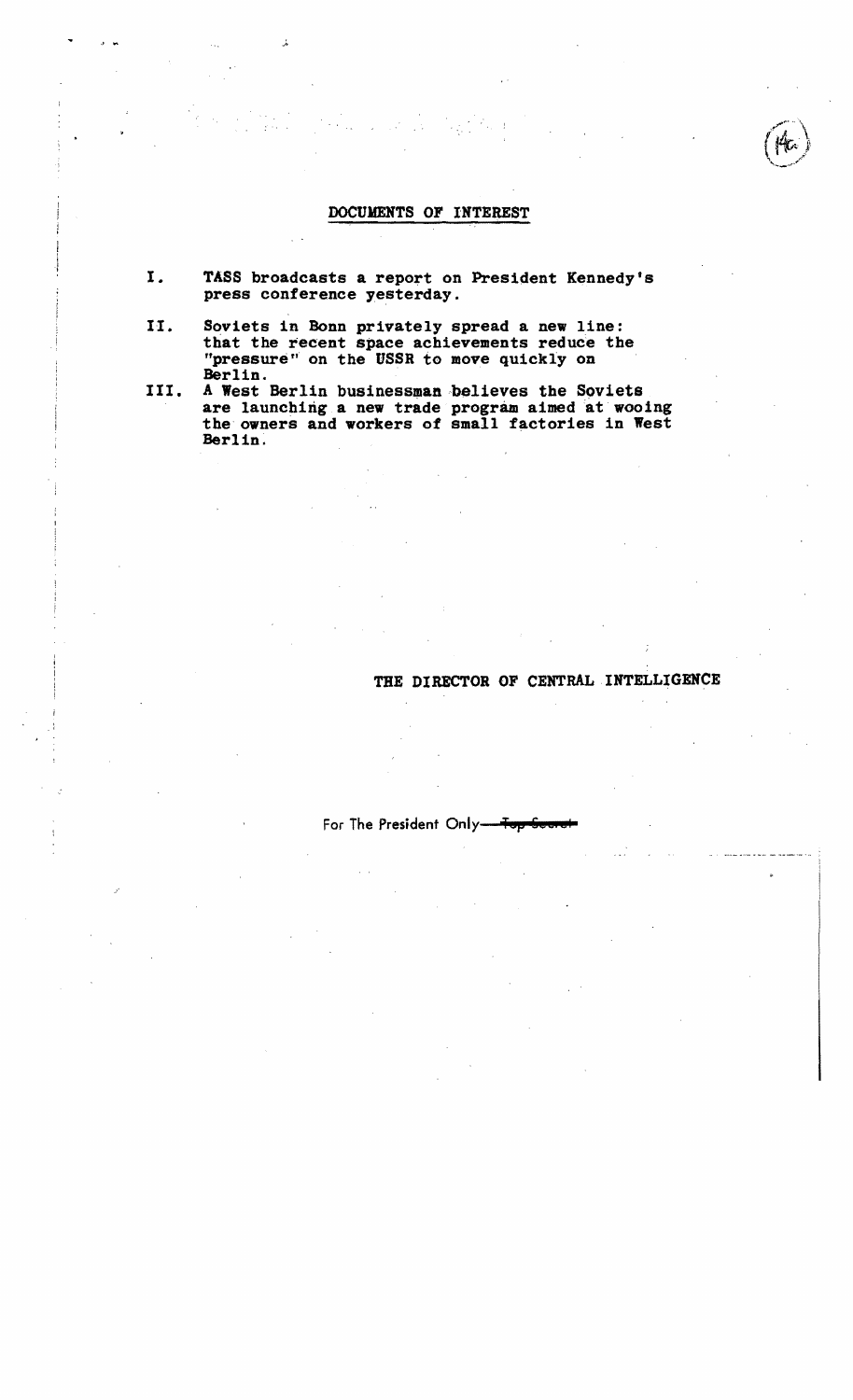(14c)

## DOCUMENTS OF INTEREST

I. TASS broadcasts a report on President Kennedy's press conference yesterday.

II. Soviets in Bonn privately spread a new line: that the recent space achievements reduce the "pressure" on the USSR to move quickly on Berlin.

III. A West Berlin businessman believes the Soviets are launching a new trade program aimed at wooing the owners and workers of small factories in West Berlin.

THE DIRECTOR OF CENTRAL INTELLIGENCE

For The President Only—~~Top Secret~~